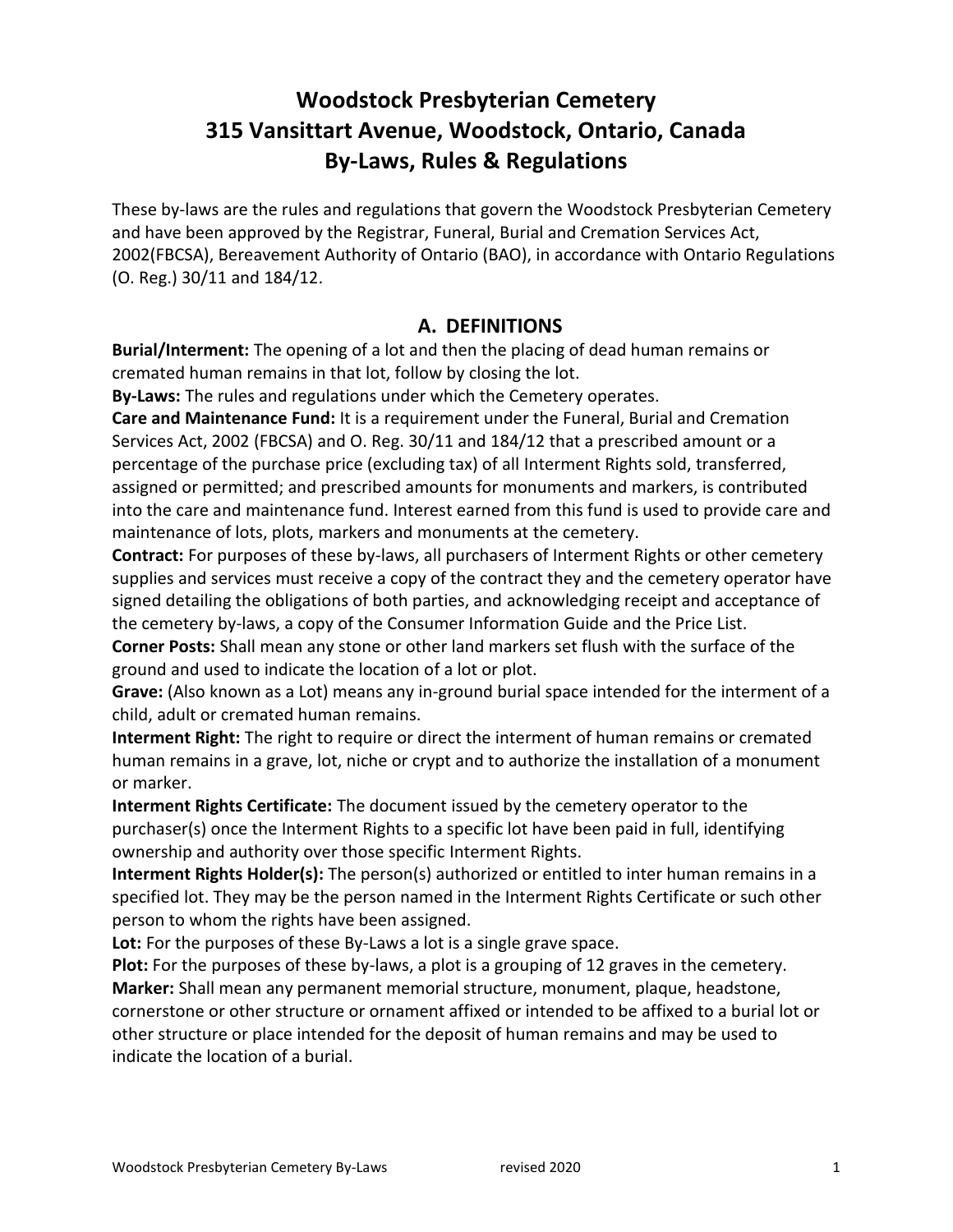# Woodstock Presbyterian Cemetery
# 315 Vansittart Avenue, Woodstock, Ontario, Canada
# By-Laws, Rules & Regulations

These by-laws are the rules and regulations that govern the Woodstock Presbyterian Cemetery and have been approved by the Registrar, Funeral, Burial and Cremation Services Act, 2002(FBCSA), Bereavement Authority of Ontario (BAO), in accordance with Ontario Regulations (O. Reg.) 30/11 and 184/12.

## A. DEFINITIONS

**Burial/Interment:** The opening of a lot and then the placing of dead human remains or cremated human remains in that lot, follow by closing the lot.

**By-Laws:** The rules and regulations under which the Cemetery operates.

**Care and Maintenance Fund:** It is a requirement under the Funeral, Burial and Cremation Services Act, 2002 (FBCSA) and O. Reg. 30/11 and 184/12 that a prescribed amount or a percentage of the purchase price (excluding tax) of all Interment Rights sold, transferred, assigned or permitted; and prescribed amounts for monuments and markers, is contributed into the care and maintenance fund. Interest earned from this fund is used to provide care and maintenance of lots, plots, markers and monuments at the cemetery.

**Contract:** For purposes of these by-laws, all purchasers of Interment Rights or other cemetery supplies and services must receive a copy of the contract they and the cemetery operator have signed detailing the obligations of both parties, and acknowledging receipt and acceptance of the cemetery by-laws, a copy of the Consumer Information Guide and the Price List.

**Corner Posts:** Shall mean any stone or other land markers set flush with the surface of the ground and used to indicate the location of a lot or plot.

**Grave:** (Also known as a Lot) means any in-ground burial space intended for the interment of a child, adult or cremated human remains.

**Interment Right:** The right to require or direct the interment of human remains or cremated human remains in a grave, lot, niche or crypt and to authorize the installation of a monument or marker.

**Interment Rights Certificate:** The document issued by the cemetery operator to the purchaser(s) once the Interment Rights to a specific lot have been paid in full, identifying ownership and authority over those specific Interment Rights.

**Interment Rights Holder(s):** The person(s) authorized or entitled to inter human remains in a specified lot. They may be the person named in the Interment Rights Certificate or such other person to whom the rights have been assigned.

**Lot:** For the purposes of these By-Laws a lot is a single grave space.

**Plot:** For the purposes of these by-laws, a plot is a grouping of 12 graves in the cemetery.

**Marker:** Shall mean any permanent memorial structure, monument, plaque, headstone, cornerstone or other structure or ornament affixed or intended to be affixed to a burial lot or other structure or place intended for the deposit of human remains and may be used to indicate the location of a burial.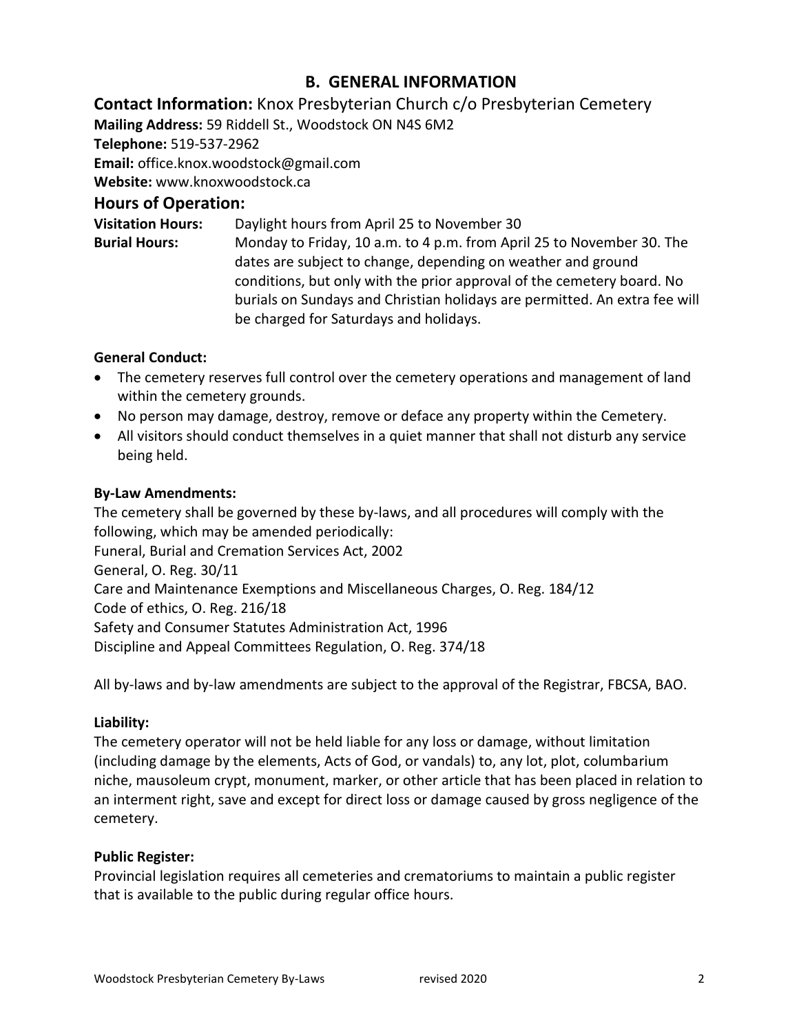## B. GENERAL INFORMATION

**Contact Information:** Knox Presbyterian Church c/o Presbyterian Cemetery
**Mailing Address:** 59 Riddell St., Woodstock ON N4S 6M2
**Telephone:** 519-537-2962
**Email:** office.knox.woodstock@gmail.com
**Website:** www.knoxwoodstock.ca

### Hours of Operation:

**Visitation Hours:** Daylight hours from April 25 to November 30

**Burial Hours:** Monday to Friday, 10 a.m. to 4 p.m. from April 25 to November 30. The dates are subject to change, depending on weather and ground conditions, but only with the prior approval of the cemetery board. No burials on Sundays and Christian holidays are permitted. An extra fee will be charged for Saturdays and holidays.

**General Conduct:**

- The cemetery reserves full control over the cemetery operations and management of land within the cemetery grounds.
- No person may damage, destroy, remove or deface any property within the Cemetery.
- All visitors should conduct themselves in a quiet manner that shall not disturb any service being held.

**By-Law Amendments:**

The cemetery shall be governed by these by-laws, and all procedures will comply with the following, which may be amended periodically:
Funeral, Burial and Cremation Services Act, 2002
General, O. Reg. 30/11
Care and Maintenance Exemptions and Miscellaneous Charges, O. Reg. 184/12
Code of ethics, O. Reg. 216/18
Safety and Consumer Statutes Administration Act, 1996
Discipline and Appeal Committees Regulation, O. Reg. 374/18

All by-laws and by-law amendments are subject to the approval of the Registrar, FBCSA, BAO.

**Liability:**

The cemetery operator will not be held liable for any loss or damage, without limitation (including damage by the elements, Acts of God, or vandals) to, any lot, plot, columbarium niche, mausoleum crypt, monument, marker, or other article that has been placed in relation to an interment right, save and except for direct loss or damage caused by gross negligence of the cemetery.

**Public Register:**

Provincial legislation requires all cemeteries and crematoriums to maintain a public register that is available to the public during regular office hours.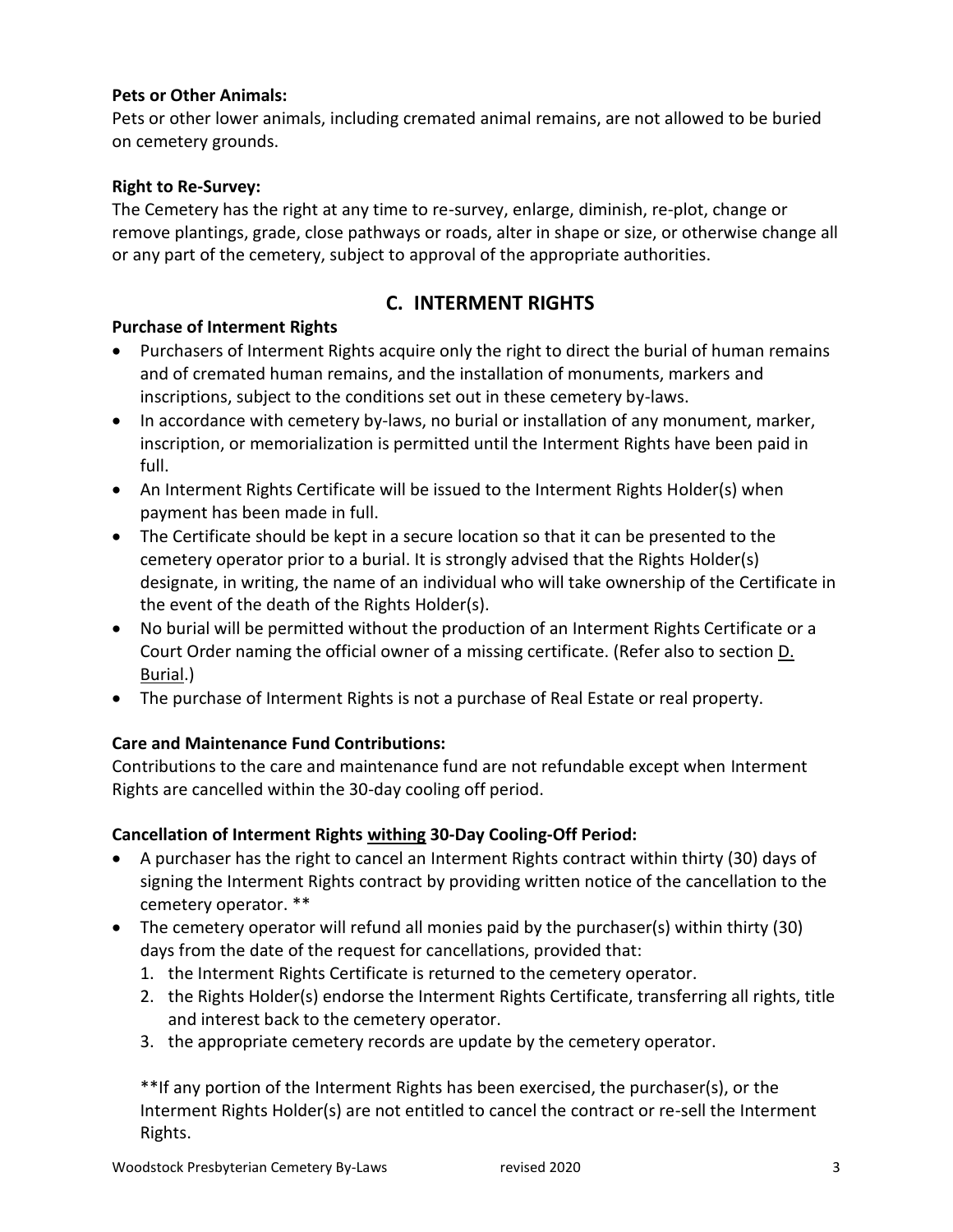**Pets or Other Animals:**

Pets or other lower animals, including cremated animal remains, are not allowed to be buried on cemetery grounds.

**Right to Re-Survey:**

The Cemetery has the right at any time to re-survey, enlarge, diminish, re-plot, change or remove plantings, grade, close pathways or roads, alter in shape or size, or otherwise change all or any part of the cemetery, subject to approval of the appropriate authorities.

## C. INTERMENT RIGHTS

**Purchase of Interment Rights**

- Purchasers of Interment Rights acquire only the right to direct the burial of human remains and of cremated human remains, and the installation of monuments, markers and inscriptions, subject to the conditions set out in these cemetery by-laws.
- In accordance with cemetery by-laws, no burial or installation of any monument, marker, inscription, or memorialization is permitted until the Interment Rights have been paid in full.
- An Interment Rights Certificate will be issued to the Interment Rights Holder(s) when payment has been made in full.
- The Certificate should be kept in a secure location so that it can be presented to the cemetery operator prior to a burial. It is strongly advised that the Rights Holder(s) designate, in writing, the name of an individual who will take ownership of the Certificate in the event of the death of the Rights Holder(s).
- No burial will be permitted without the production of an Interment Rights Certificate or a Court Order naming the official owner of a missing certificate. (Refer also to section D. Burial.)
- The purchase of Interment Rights is not a purchase of Real Estate or real property.

**Care and Maintenance Fund Contributions:**

Contributions to the care and maintenance fund are not refundable except when Interment Rights are cancelled within the 30-day cooling off period.

**Cancellation of Interment Rights withing 30-Day Cooling-Off Period:**

- A purchaser has the right to cancel an Interment Rights contract within thirty (30) days of signing the Interment Rights contract by providing written notice of the cancellation to the cemetery operator. **
- The cemetery operator will refund all monies paid by the purchaser(s) within thirty (30) days from the date of the request for cancellations, provided that:
  1. the Interment Rights Certificate is returned to the cemetery operator.
  2. the Rights Holder(s) endorse the Interment Rights Certificate, transferring all rights, title and interest back to the cemetery operator.
  3. the appropriate cemetery records are update by the cemetery operator.

  **If any portion of the Interment Rights has been exercised, the purchaser(s), or the Interment Rights Holder(s) are not entitled to cancel the contract or re-sell the Interment Rights.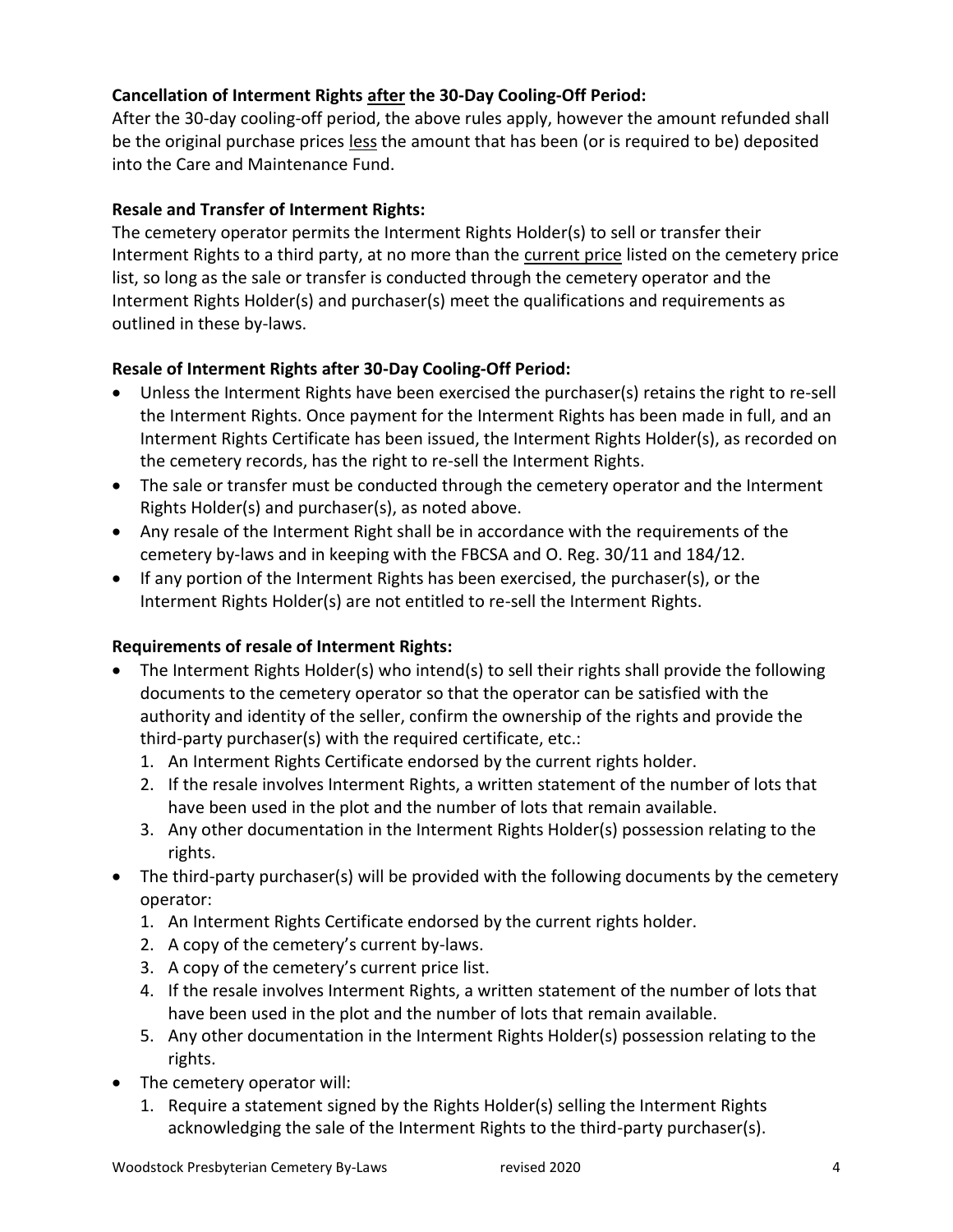**Cancellation of Interment Rights after the 30-Day Cooling-Off Period:**
After the 30-day cooling-off period, the above rules apply, however the amount refunded shall be the original purchase prices less the amount that has been (or is required to be) deposited into the Care and Maintenance Fund.

**Resale and Transfer of Interment Rights:**
The cemetery operator permits the Interment Rights Holder(s) to sell or transfer their Interment Rights to a third party, at no more than the current price listed on the cemetery price list, so long as the sale or transfer is conducted through the cemetery operator and the Interment Rights Holder(s) and purchaser(s) meet the qualifications and requirements as outlined in these by-laws.

**Resale of Interment Rights after 30-Day Cooling-Off Period:**

- Unless the Interment Rights have been exercised the purchaser(s) retains the right to re-sell the Interment Rights. Once payment for the Interment Rights has been made in full, and an Interment Rights Certificate has been issued, the Interment Rights Holder(s), as recorded on the cemetery records, has the right to re-sell the Interment Rights.
- The sale or transfer must be conducted through the cemetery operator and the Interment Rights Holder(s) and purchaser(s), as noted above.
- Any resale of the Interment Right shall be in accordance with the requirements of the cemetery by-laws and in keeping with the FBCSA and O. Reg. 30/11 and 184/12.
- If any portion of the Interment Rights has been exercised, the purchaser(s), or the Interment Rights Holder(s) are not entitled to re-sell the Interment Rights.

**Requirements of resale of Interment Rights:**

- The Interment Rights Holder(s) who intend(s) to sell their rights shall provide the following documents to the cemetery operator so that the operator can be satisfied with the authority and identity of the seller, confirm the ownership of the rights and provide the third-party purchaser(s) with the required certificate, etc.:
  1. An Interment Rights Certificate endorsed by the current rights holder.
  2. If the resale involves Interment Rights, a written statement of the number of lots that have been used in the plot and the number of lots that remain available.
  3. Any other documentation in the Interment Rights Holder(s) possession relating to the rights.
- The third-party purchaser(s) will be provided with the following documents by the cemetery operator:
  1. An Interment Rights Certificate endorsed by the current rights holder.
  2. A copy of the cemetery's current by-laws.
  3. A copy of the cemetery's current price list.
  4. If the resale involves Interment Rights, a written statement of the number of lots that have been used in the plot and the number of lots that remain available.
  5. Any other documentation in the Interment Rights Holder(s) possession relating to the rights.
- The cemetery operator will:
  1. Require a statement signed by the Rights Holder(s) selling the Interment Rights acknowledging the sale of the Interment Rights to the third-party purchaser(s).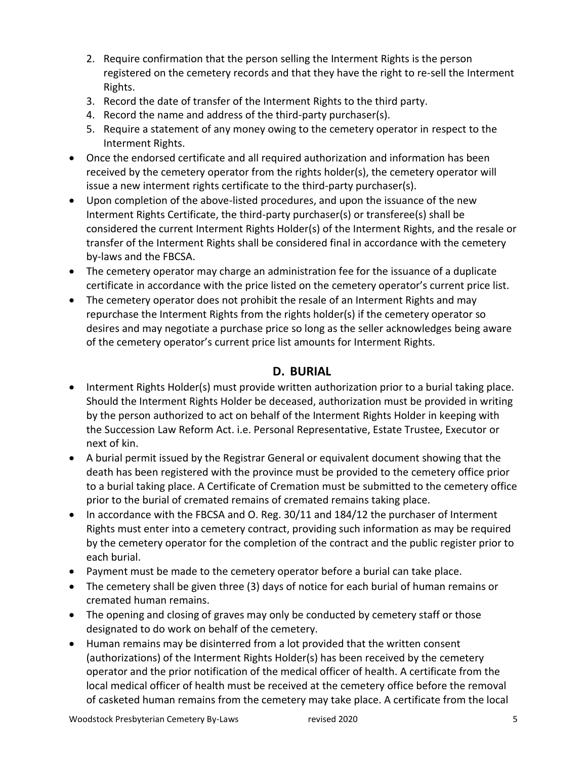2. Require confirmation that the person selling the Interment Rights is the person registered on the cemetery records and that they have the right to re-sell the Interment Rights.
3. Record the date of transfer of the Interment Rights to the third party.
4. Record the name and address of the third-party purchaser(s).
5. Require a statement of any money owing to the cemetery operator in respect to the Interment Rights.

- Once the endorsed certificate and all required authorization and information has been received by the cemetery operator from the rights holder(s), the cemetery operator will issue a new interment rights certificate to the third-party purchaser(s).
- Upon completion of the above-listed procedures, and upon the issuance of the new Interment Rights Certificate, the third-party purchaser(s) or transferee(s) shall be considered the current Interment Rights Holder(s) of the Interment Rights, and the resale or transfer of the Interment Rights shall be considered final in accordance with the cemetery by-laws and the FBCSA.
- The cemetery operator may charge an administration fee for the issuance of a duplicate certificate in accordance with the price listed on the cemetery operator's current price list.
- The cemetery operator does not prohibit the resale of an Interment Rights and may repurchase the Interment Rights from the rights holder(s) if the cemetery operator so desires and may negotiate a purchase price so long as the seller acknowledges being aware of the cemetery operator's current price list amounts for Interment Rights.

## D. BURIAL

- Interment Rights Holder(s) must provide written authorization prior to a burial taking place. Should the Interment Rights Holder be deceased, authorization must be provided in writing by the person authorized to act on behalf of the Interment Rights Holder in keeping with the Succession Law Reform Act. i.e. Personal Representative, Estate Trustee, Executor or next of kin.
- A burial permit issued by the Registrar General or equivalent document showing that the death has been registered with the province must be provided to the cemetery office prior to a burial taking place. A Certificate of Cremation must be submitted to the cemetery office prior to the burial of cremated remains of cremated remains taking place.
- In accordance with the FBCSA and O. Reg. 30/11 and 184/12 the purchaser of Interment Rights must enter into a cemetery contract, providing such information as may be required by the cemetery operator for the completion of the contract and the public register prior to each burial.
- Payment must be made to the cemetery operator before a burial can take place.
- The cemetery shall be given three (3) days of notice for each burial of human remains or cremated human remains.
- The opening and closing of graves may only be conducted by cemetery staff or those designated to do work on behalf of the cemetery.
- Human remains may be disinterred from a lot provided that the written consent (authorizations) of the Interment Rights Holder(s) has been received by the cemetery operator and the prior notification of the medical officer of health. A certificate from the local medical officer of health must be received at the cemetery office before the removal of casketed human remains from the cemetery may take place. A certificate from the local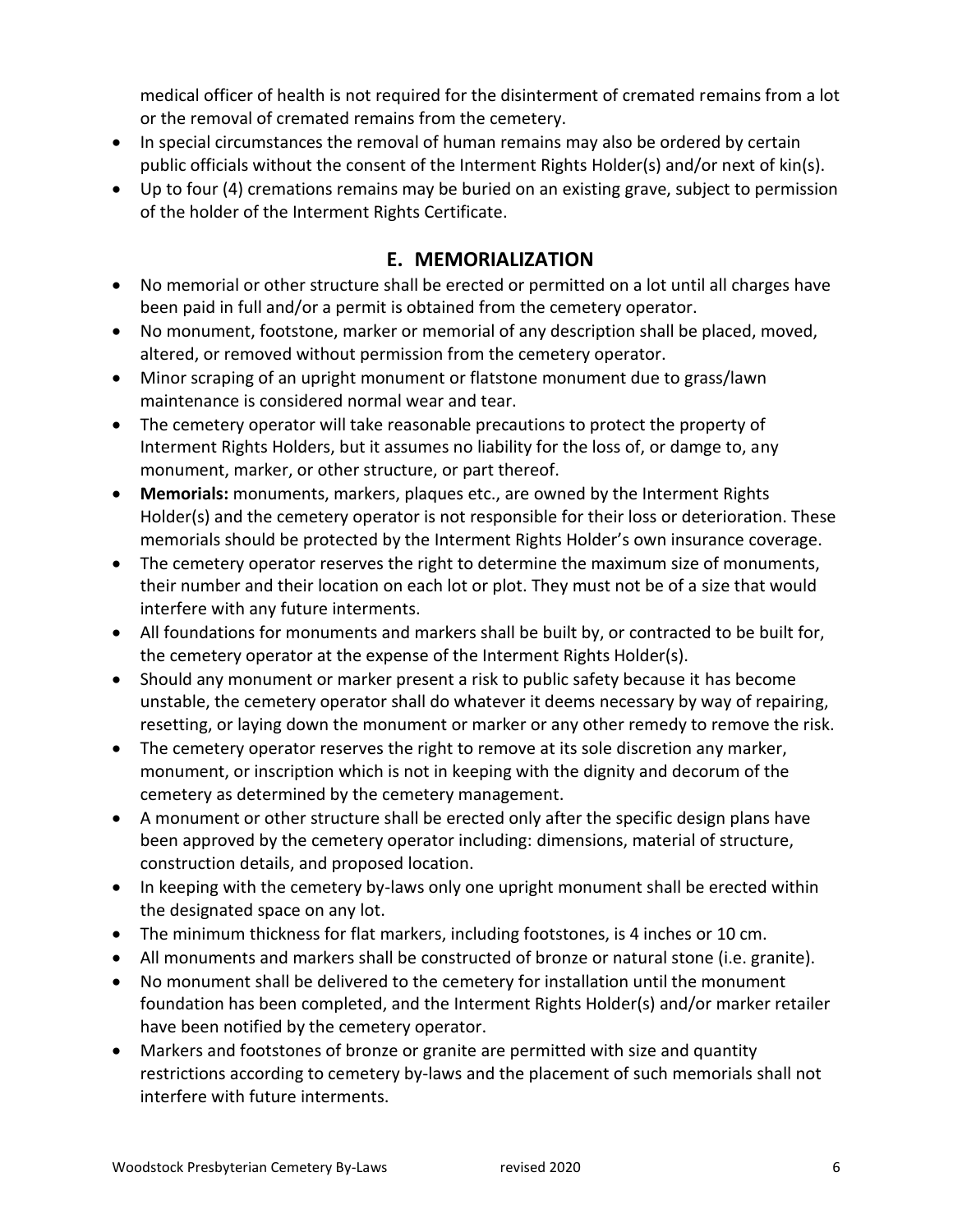medical officer of health is not required for the disinterment of cremated remains from a lot or the removal of cremated remains from the cemetery.

- In special circumstances the removal of human remains may also be ordered by certain public officials without the consent of the Interment Rights Holder(s) and/or next of kin(s).
- Up to four (4) cremations remains may be buried on an existing grave, subject to permission of the holder of the Interment Rights Certificate.

## E. MEMORIALIZATION

- No memorial or other structure shall be erected or permitted on a lot until all charges have been paid in full and/or a permit is obtained from the cemetery operator.
- No monument, footstone, marker or memorial of any description shall be placed, moved, altered, or removed without permission from the cemetery operator.
- Minor scraping of an upright monument or flatstone monument due to grass/lawn maintenance is considered normal wear and tear.
- The cemetery operator will take reasonable precautions to protect the property of Interment Rights Holders, but it assumes no liability for the loss of, or damge to, any monument, marker, or other structure, or part thereof.
- **Memorials:** monuments, markers, plaques etc., are owned by the Interment Rights Holder(s) and the cemetery operator is not responsible for their loss or deterioration. These memorials should be protected by the Interment Rights Holder's own insurance coverage.
- The cemetery operator reserves the right to determine the maximum size of monuments, their number and their location on each lot or plot. They must not be of a size that would interfere with any future interments.
- All foundations for monuments and markers shall be built by, or contracted to be built for, the cemetery operator at the expense of the Interment Rights Holder(s).
- Should any monument or marker present a risk to public safety because it has become unstable, the cemetery operator shall do whatever it deems necessary by way of repairing, resetting, or laying down the monument or marker or any other remedy to remove the risk.
- The cemetery operator reserves the right to remove at its sole discretion any marker, monument, or inscription which is not in keeping with the dignity and decorum of the cemetery as determined by the cemetery management.
- A monument or other structure shall be erected only after the specific design plans have been approved by the cemetery operator including: dimensions, material of structure, construction details, and proposed location.
- In keeping with the cemetery by-laws only one upright monument shall be erected within the designated space on any lot.
- The minimum thickness for flat markers, including footstones, is 4 inches or 10 cm.
- All monuments and markers shall be constructed of bronze or natural stone (i.e. granite).
- No monument shall be delivered to the cemetery for installation until the monument foundation has been completed, and the Interment Rights Holder(s) and/or marker retailer have been notified by the cemetery operator.
- Markers and footstones of bronze or granite are permitted with size and quantity restrictions according to cemetery by-laws and the placement of such memorials shall not interfere with future interments.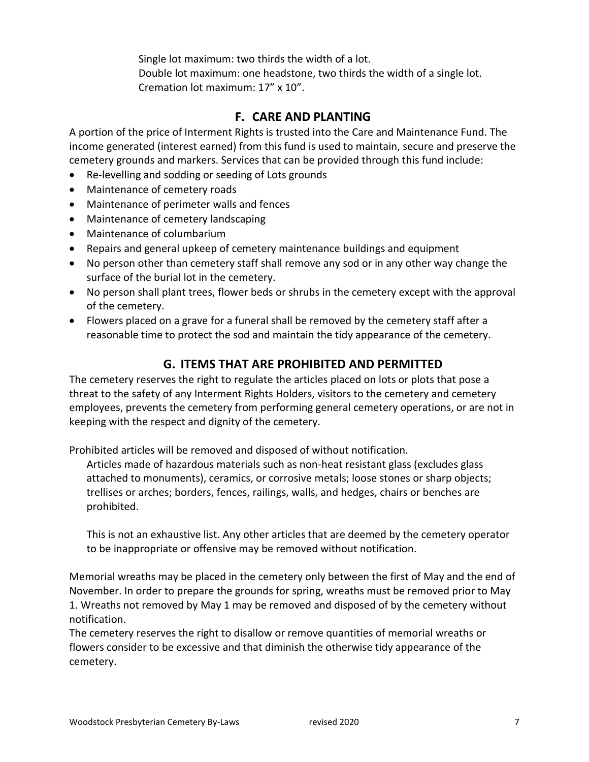Single lot maximum: two thirds the width of a lot.
Double lot maximum: one headstone, two thirds the width of a single lot.
Cremation lot maximum: 17” x 10”.

## F. CARE AND PLANTING

A portion of the price of Interment Rights is trusted into the Care and Maintenance Fund. The income generated (interest earned) from this fund is used to maintain, secure and preserve the cemetery grounds and markers. Services that can be provided through this fund include:

- Re-levelling and sodding or seeding of Lots grounds
- Maintenance of cemetery roads
- Maintenance of perimeter walls and fences
- Maintenance of cemetery landscaping
- Maintenance of columbarium
- Repairs and general upkeep of cemetery maintenance buildings and equipment
- No person other than cemetery staff shall remove any sod or in any other way change the surface of the burial lot in the cemetery.
- No person shall plant trees, flower beds or shrubs in the cemetery except with the approval of the cemetery.
- Flowers placed on a grave for a funeral shall be removed by the cemetery staff after a reasonable time to protect the sod and maintain the tidy appearance of the cemetery.

## G. ITEMS THAT ARE PROHIBITED AND PERMITTED

The cemetery reserves the right to regulate the articles placed on lots or plots that pose a threat to the safety of any Interment Rights Holders, visitors to the cemetery and cemetery employees, prevents the cemetery from performing general cemetery operations, or are not in keeping with the respect and dignity of the cemetery.

Prohibited articles will be removed and disposed of without notification.

Articles made of hazardous materials such as non-heat resistant glass (excludes glass attached to monuments), ceramics, or corrosive metals; loose stones or sharp objects; trellises or arches; borders, fences, railings, walls, and hedges, chairs or benches are prohibited.

This is not an exhaustive list. Any other articles that are deemed by the cemetery operator to be inappropriate or offensive may be removed without notification.

Memorial wreaths may be placed in the cemetery only between the first of May and the end of November. In order to prepare the grounds for spring, wreaths must be removed prior to May 1. Wreaths not removed by May 1 may be removed and disposed of by the cemetery without notification.

The cemetery reserves the right to disallow or remove quantities of memorial wreaths or flowers consider to be excessive and that diminish the otherwise tidy appearance of the cemetery.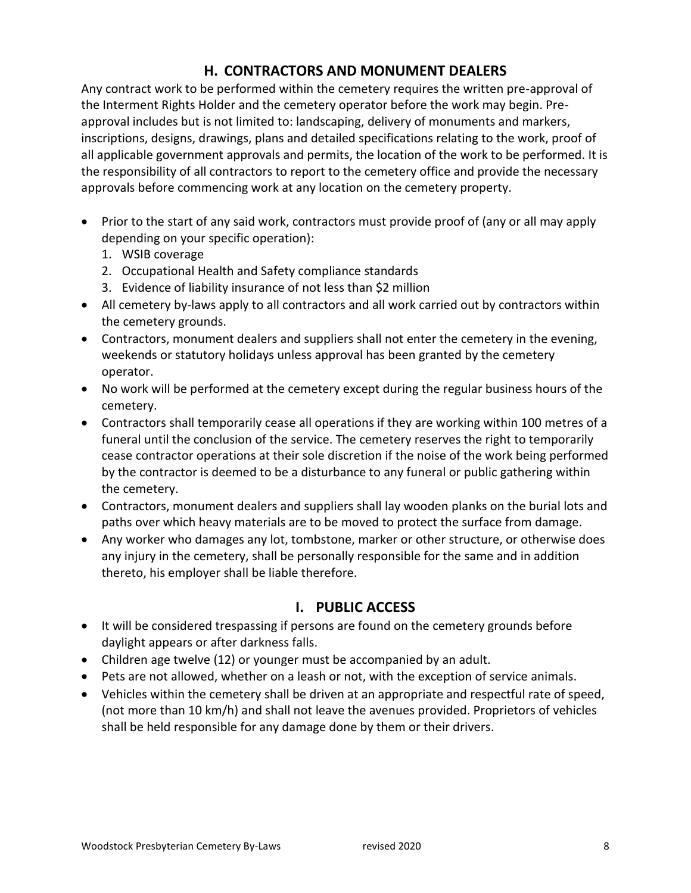## H. CONTRACTORS AND MONUMENT DEALERS

Any contract work to be performed within the cemetery requires the written pre-approval of the Interment Rights Holder and the cemetery operator before the work may begin. Pre-approval includes but is not limited to: landscaping, delivery of monuments and markers, inscriptions, designs, drawings, plans and detailed specifications relating to the work, proof of all applicable government approvals and permits, the location of the work to be performed. It is the responsibility of all contractors to report to the cemetery office and provide the necessary approvals before commencing work at any location on the cemetery property.

- Prior to the start of any said work, contractors must provide proof of (any or all may apply depending on your specific operation):
  1. WSIB coverage
  2. Occupational Health and Safety compliance standards
  3. Evidence of liability insurance of not less than $2 million
- All cemetery by-laws apply to all contractors and all work carried out by contractors within the cemetery grounds.
- Contractors, monument dealers and suppliers shall not enter the cemetery in the evening, weekends or statutory holidays unless approval has been granted by the cemetery operator.
- No work will be performed at the cemetery except during the regular business hours of the cemetery.
- Contractors shall temporarily cease all operations if they are working within 100 metres of a funeral until the conclusion of the service. The cemetery reserves the right to temporarily cease contractor operations at their sole discretion if the noise of the work being performed by the contractor is deemed to be a disturbance to any funeral or public gathering within the cemetery.
- Contractors, monument dealers and suppliers shall lay wooden planks on the burial lots and paths over which heavy materials are to be moved to protect the surface from damage.
- Any worker who damages any lot, tombstone, marker or other structure, or otherwise does any injury in the cemetery, shall be personally responsible for the same and in addition thereto, his employer shall be liable therefore.

## I. PUBLIC ACCESS

- It will be considered trespassing if persons are found on the cemetery grounds before daylight appears or after darkness falls.
- Children age twelve (12) or younger must be accompanied by an adult.
- Pets are not allowed, whether on a leash or not, with the exception of service animals.
- Vehicles within the cemetery shall be driven at an appropriate and respectful rate of speed, (not more than 10 km/h) and shall not leave the avenues provided. Proprietors of vehicles shall be held responsible for any damage done by them or their drivers.